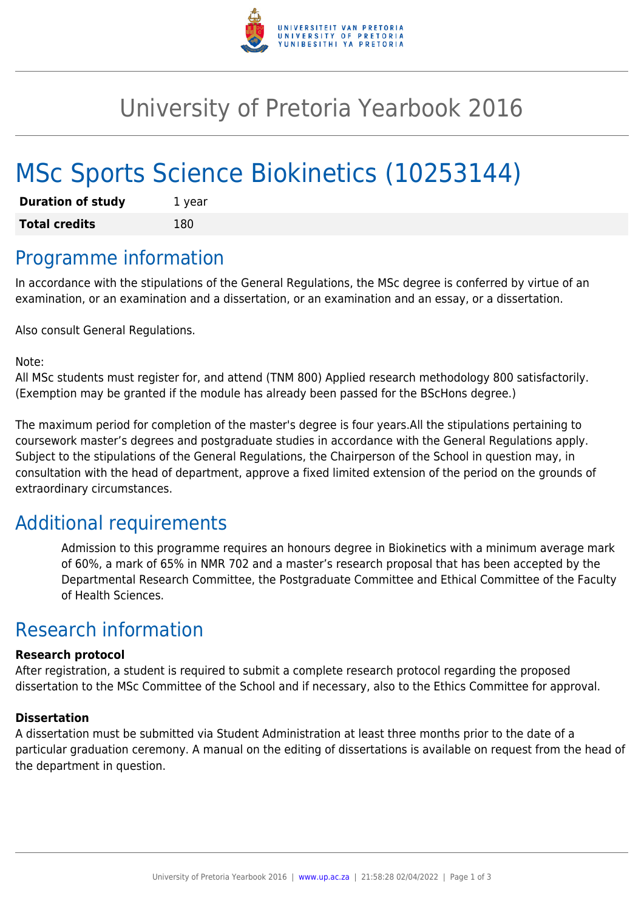# University of Pretoria Yearbook 2016

# MSc Sports Science Biokinetics (10253144)

| **Duration of study** | 1 year |
|---|---|
| **Total credits** | 180 |

## Programme information

In accordance with the stipulations of the General Regulations, the MSc degree is conferred by virtue of an examination, or an examination and a dissertation, or an examination and an essay, or a dissertation.

Also consult General Regulations.

Note:
All MSc students must register for, and attend (TNM 800) Applied research methodology 800 satisfactorily. (Exemption may be granted if the module has already been passed for the BScHons degree.)

The maximum period for completion of the master's degree is four years.All the stipulations pertaining to coursework master's degrees and postgraduate studies in accordance with the General Regulations apply. Subject to the stipulations of the General Regulations, the Chairperson of the School in question may, in consultation with the head of department, approve a fixed limited extension of the period on the grounds of extraordinary circumstances.

## Additional requirements

Admission to this programme requires an honours degree in Biokinetics with a minimum average mark of 60%, a mark of 65% in NMR 702 and a master's research proposal that has been accepted by the Departmental Research Committee, the Postgraduate Committee and Ethical Committee of the Faculty of Health Sciences.

## Research information

**Research protocol**
After registration, a student is required to submit a complete research protocol regarding the proposed dissertation to the MSc Committee of the School and if necessary, also to the Ethics Committee for approval.

**Dissertation**
A dissertation must be submitted via Student Administration at least three months prior to the date of a particular graduation ceremony. A manual on the editing of dissertations is available on request from the head of the department in question.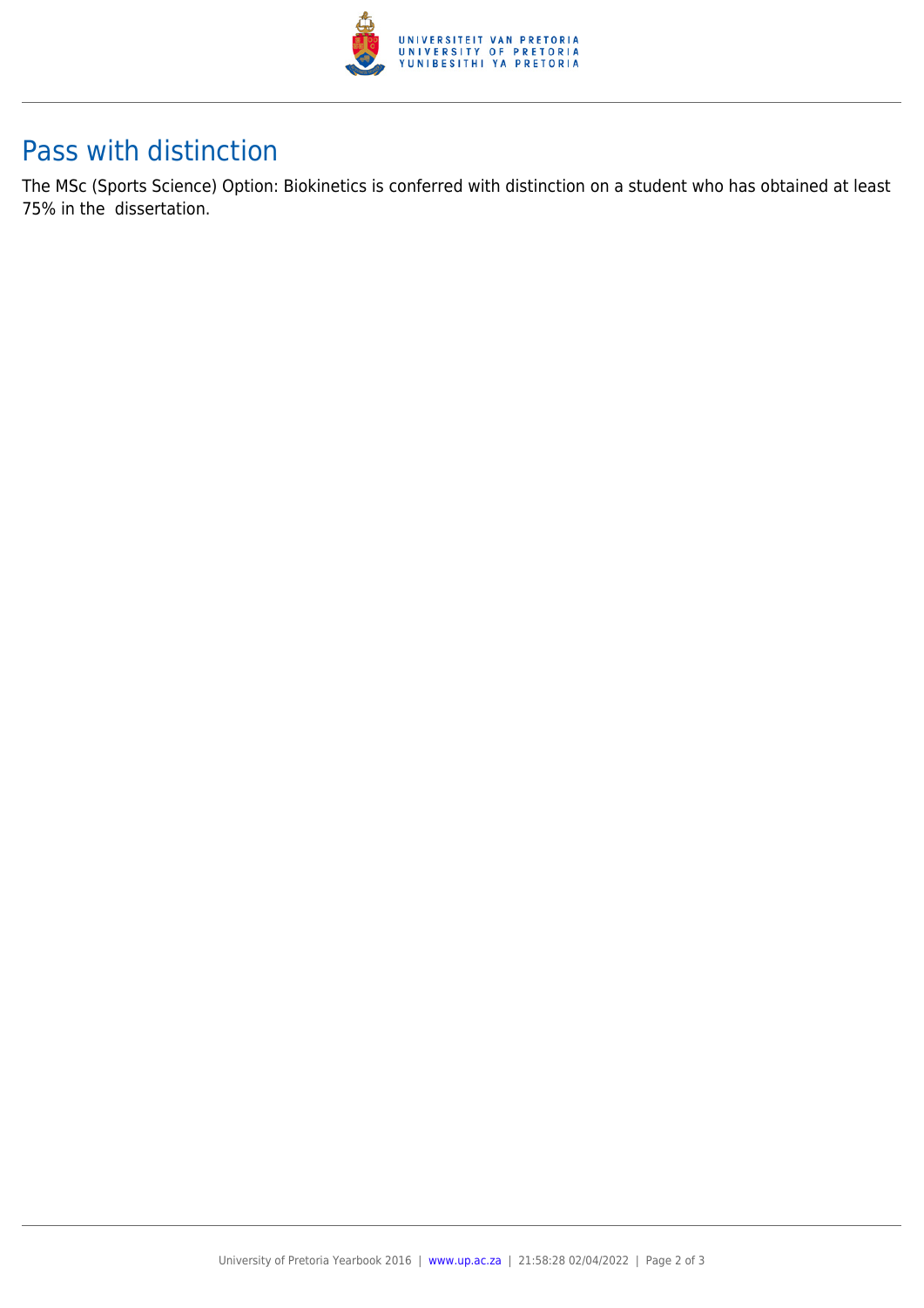## Pass with distinction

The MSc (Sports Science) Option: Biokinetics is conferred with distinction on a student who has obtained at least 75% in the dissertation.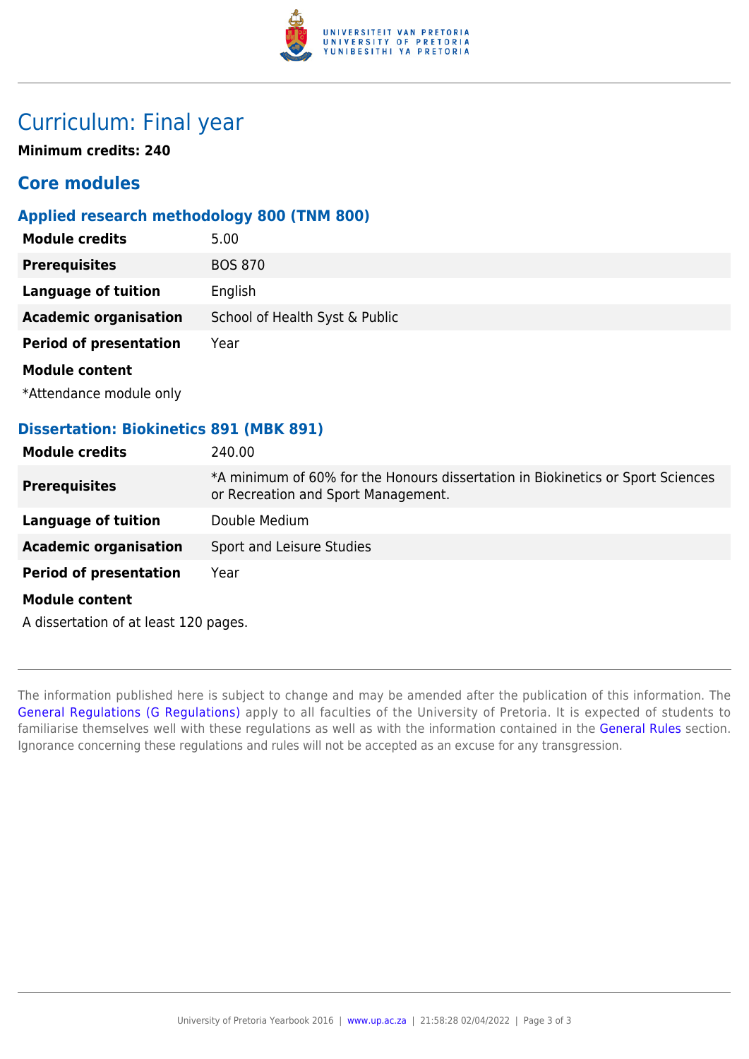# Curriculum: Final year

**Minimum credits: 240**

## Core modules

### Applied research methodology 800 (TNM 800)

| | |
|---|---|
| **Module credits** | 5.00 |
| **Prerequisites** | BOS 870 |
| **Language of tuition** | English |
| **Academic organisation** | School of Health Syst & Public |
| **Period of presentation** | Year |

**Module content**

*Attendance module only

### Dissertation: Biokinetics 891 (MBK 891)

| | |
|---|---|
| **Module credits** | 240.00 |
| **Prerequisites** | *A minimum of 60% for the Honours dissertation in Biokinetics or Sport Sciences or Recreation and Sport Management. |
| **Language of tuition** | Double Medium |
| **Academic organisation** | Sport and Leisure Studies |
| **Period of presentation** | Year |

**Module content**

A dissertation of at least 120 pages.

The information published here is subject to change and may be amended after the publication of this information. The General Regulations (G Regulations) apply to all faculties of the University of Pretoria. It is expected of students to familiarise themselves well with these regulations as well as with the information contained in the General Rules section. Ignorance concerning these regulations and rules will not be accepted as an excuse for any transgression.